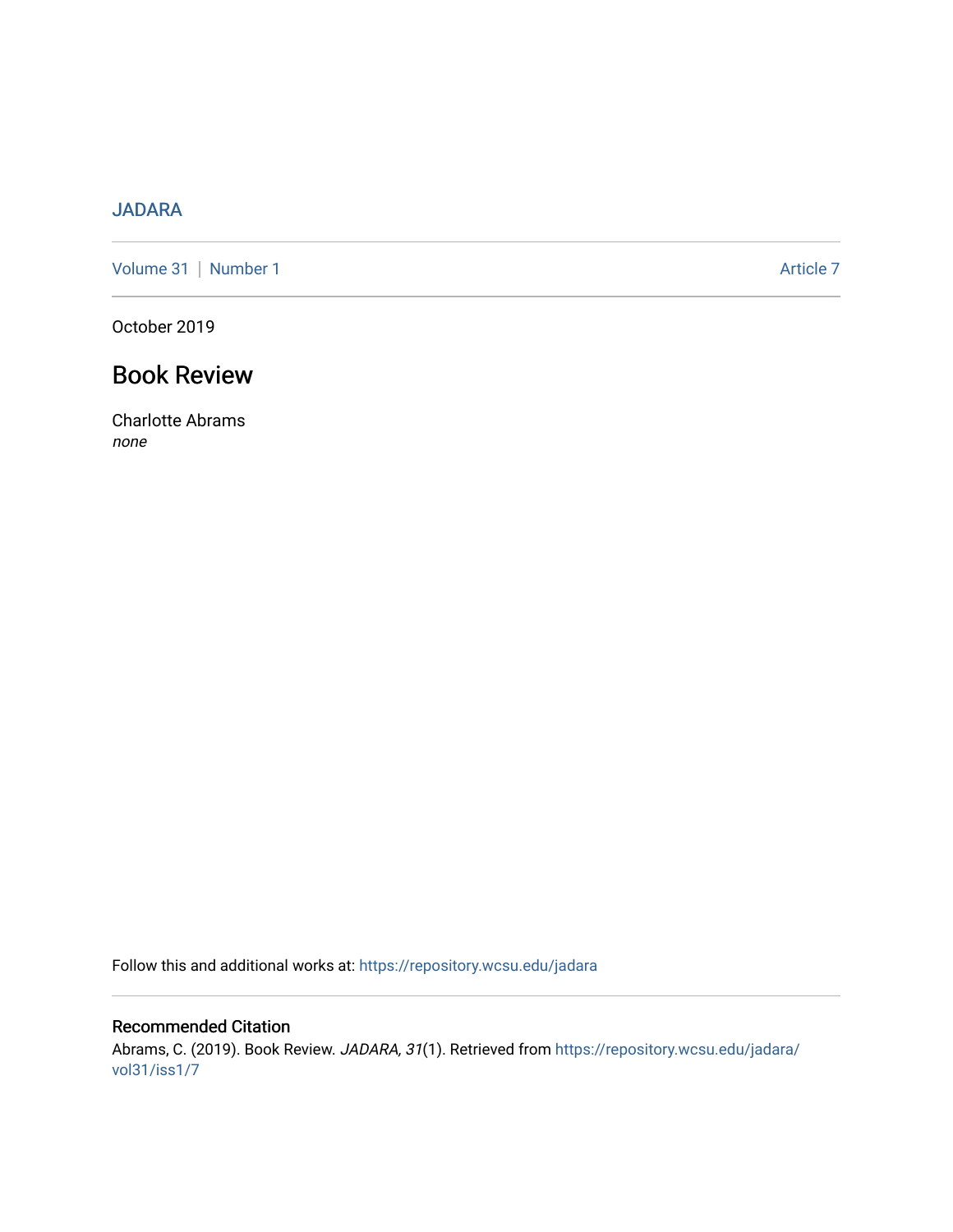JADARA

Volume 31 | Number 1 Article 7

October 2019

# Book Review

Charlotte Abrams
*none*

Follow this and additional works at: https://repository.wcsu.edu/jadara

## Recommended Citation

Abrams, C. (2019). Book Review. *JADARA, 31*(1). Retrieved from https://repository.wcsu.edu/jadara/vol31/iss1/7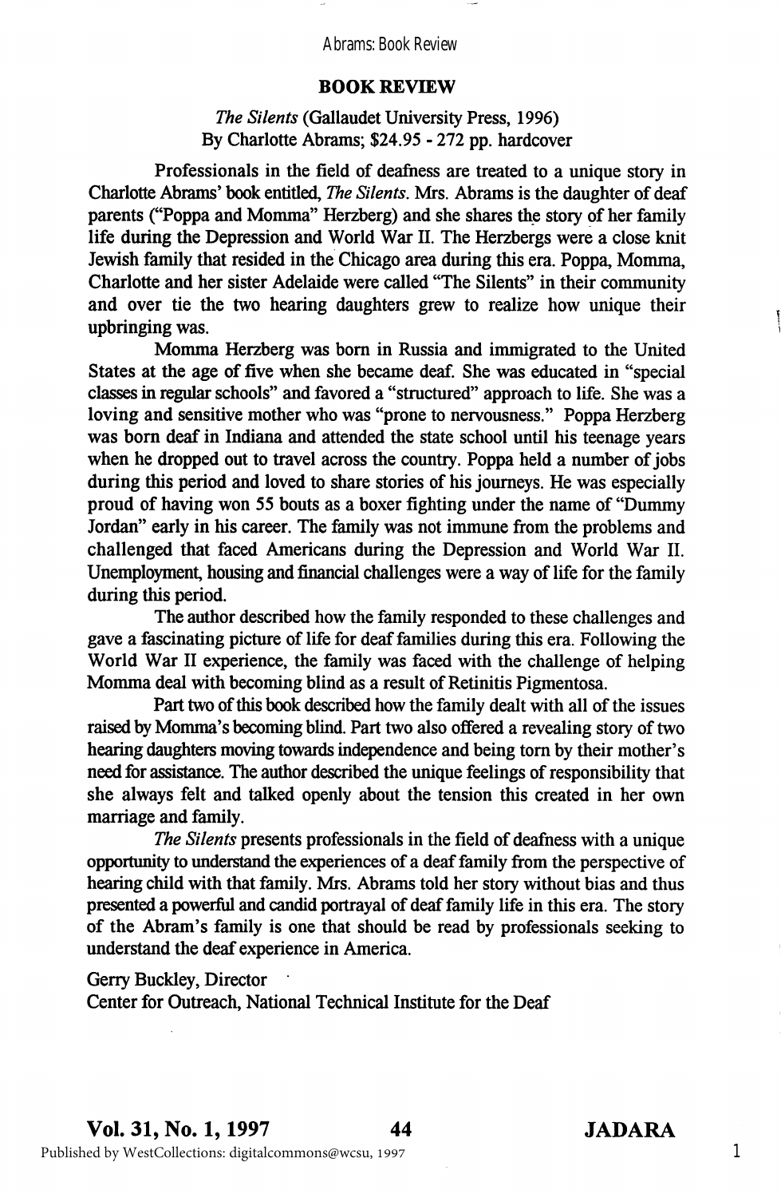## BOOK REVIEW

*The Silents* (Gallaudet University Press, 1996)
By Charlotte Abrams; $24.95 - 272 pp. hardcover

Professionals in the field of deafness are treated to a unique story in Charlotte Abrams' book entitled, *The Silents*. Mrs. Abrams is the daughter of deaf parents ("Poppa and Momma" Herzberg) and she shares the story of her family life during the Depression and World War II. The Herzbergs were a close knit Jewish family that resided in the Chicago area during this era. Poppa, Momma, Charlotte and her sister Adelaide were called "The Silents" in their community and over tie the two hearing daughters grew to realize how unique their upbringing was.

Momma Herzberg was born in Russia and immigrated to the United States at the age of five when she became deaf. She was educated in "special classes in regular schools" and favored a "structured" approach to life. She was a loving and sensitive mother who was "prone to nervousness." Poppa Herzberg was born deaf in Indiana and attended the state school until his teenage years when he dropped out to travel across the country. Poppa held a number of jobs during this period and loved to share stories of his journeys. He was especially proud of having won 55 bouts as a boxer fighting under the name of "Dummy Jordan" early in his career. The family was not immune from the problems and challenged that faced Americans during the Depression and World War II. Unemployment, housing and financial challenges were a way of life for the family during this period.

The author described how the family responded to these challenges and gave a fascinating picture of life for deaf families during this era. Following the World War II experience, the family was faced with the challenge of helping Momma deal with becoming blind as a result of Retinitis Pigmentosa.

Part two of this book described how the family dealt with all of the issues raised by Momma's becoming blind. Part two also offered a revealing story of two hearing daughters moving towards independence and being torn by their mother's need for assistance. The author described the unique feelings of responsibility that she always felt and talked openly about the tension this created in her own marriage and family.

*The Silents* presents professionals in the field of deafness with a unique opportunity to understand the experiences of a deaf family from the perspective of hearing child with that family. Mrs. Abrams told her story without bias and thus presented a powerful and candid portrayal of deaf family life in this era. The story of the Abram's family is one that should be read by professionals seeking to understand the deaf experience in America.

Gerry Buckley, Director
Center for Outreach, National Technical Institute for the Deaf